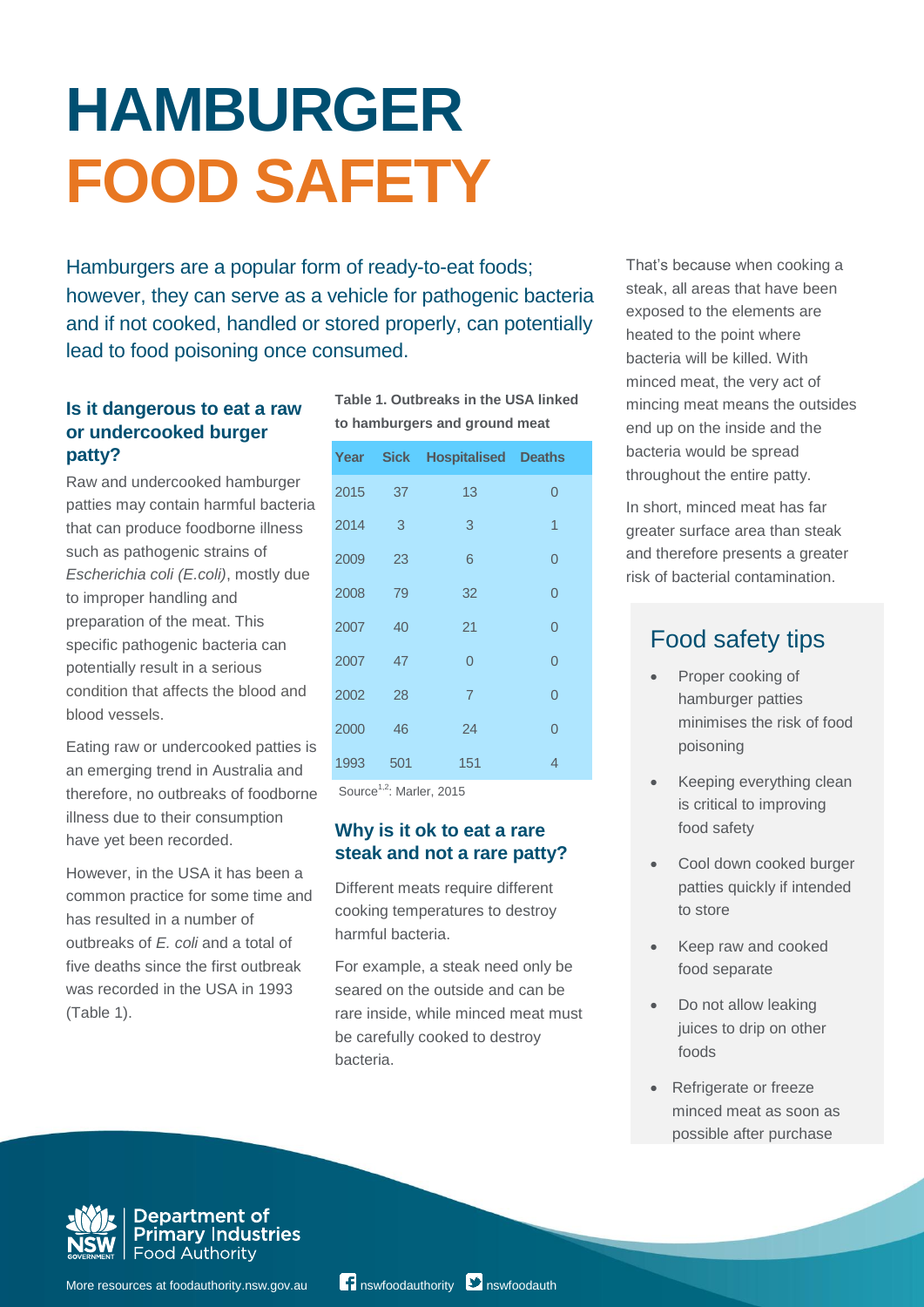# HAMBURGER FOOD SAFETY

Hamburgers are a popular form of ready-to-eat foods; however, they can serve as a vehicle for pathogenic bacteria and if not cooked, handled or stored properly, can potentially lead to food poisoning once consumed.

## Is it dangerous to eat a raw or undercooked burger patty?

Raw and undercooked hamburger patties may contain harmful bacteria that can produce foodborne illness such as pathogenic strains of *Escherichia coli (E.coli)*, mostly due to improper handling and preparation of the meat. This specific pathogenic bacteria can potentially result in a serious condition that affects the blood and blood vessels.

Eating raw or undercooked patties is an emerging trend in Australia and therefore, no outbreaks of foodborne illness due to their consumption have yet been recorded.

However, in the USA it has been a common practice for some time and has resulted in a number of outbreaks of *E. coli* and a total of five deaths since the first outbreak was recorded in the USA in 1993 (Table 1).

**Table 1. Outbreaks in the USA linked to hamburgers and ground meat**

| Year | Sick | Hospitalised | Deaths |
|---|---|---|---|
| 2015 | 37 | 13 | 0 |
| 2014 | 3 | 3 | 1 |
| 2009 | 23 | 6 | 0 |
| 2008 | 79 | 32 | 0 |
| 2007 | 40 | 21 | 0 |
| 2007 | 47 | 0 | 0 |
| 2002 | 28 | 7 | 0 |
| 2000 | 46 | 24 | 0 |
| 1993 | 501 | 151 | 4 |

Source[1,2]: Marler, 2015

## Why is it ok to eat a rare steak and not a rare patty?

Different meats require different cooking temperatures to destroy harmful bacteria.

For example, a steak need only be seared on the outside and can be rare inside, while minced meat must be carefully cooked to destroy bacteria.

That's because when cooking a steak, all areas that have been exposed to the elements are heated to the point where bacteria will be killed. With minced meat, the very act of mincing meat means the outsides end up on the inside and the bacteria would be spread throughout the entire patty.

In short, minced meat has far greater surface area than steak and therefore presents a greater risk of bacterial contamination.

## Food safety tips

- Proper cooking of hamburger patties minimises the risk of food poisoning
- Keeping everything clean is critical to improving food safety
- Cool down cooked burger patties quickly if intended to store
- Keep raw and cooked food separate
- Do not allow leaking juices to drip on other foods
- Refrigerate or freeze minced meat as soon as possible after purchase

Department of Primary Industries Food Authority

More resources at foodauthority.nsw.gov.au nswfoodauthority nswfoodauth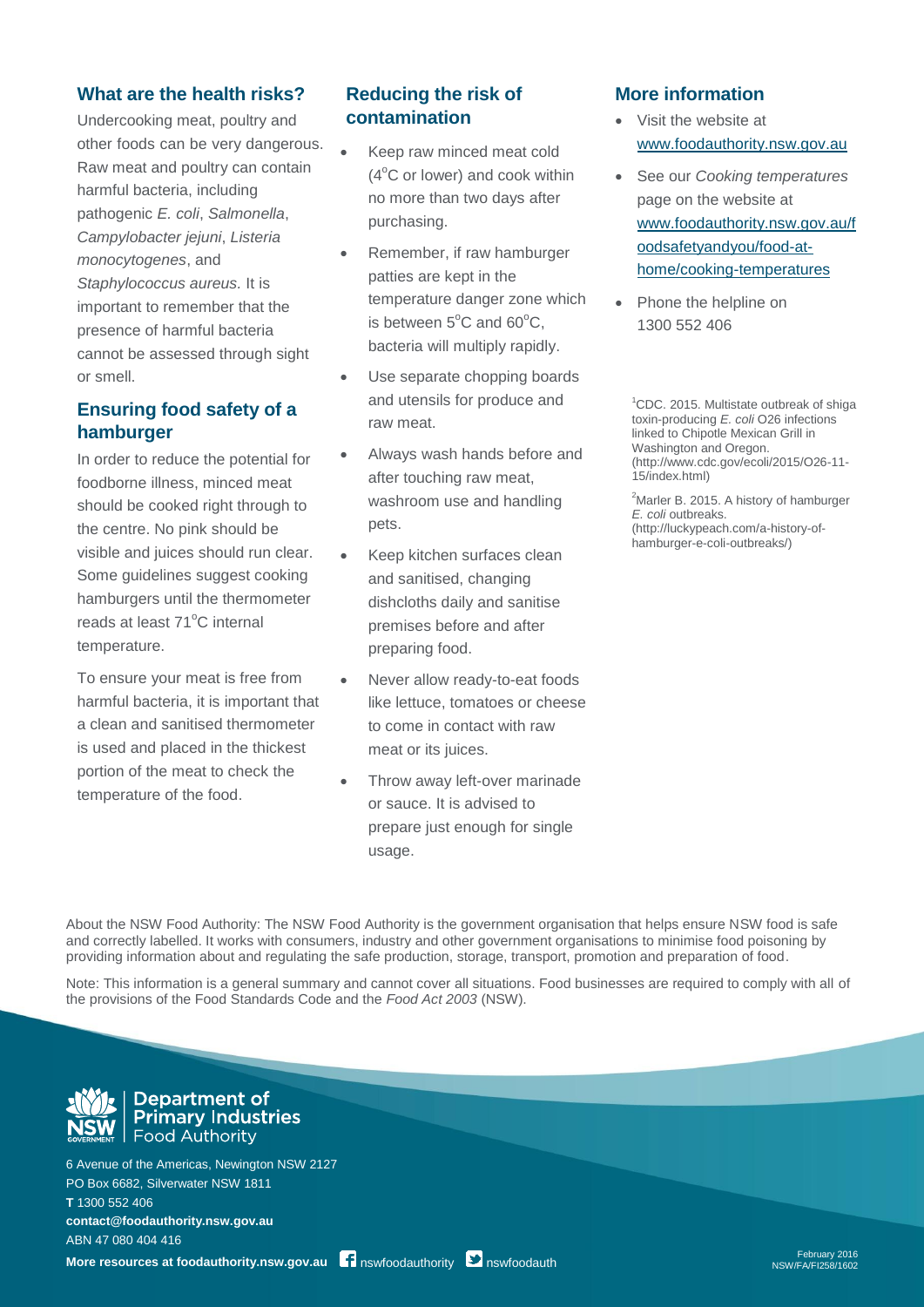## What are the health risks?

Undercooking meat, poultry and other foods can be very dangerous. Raw meat and poultry can contain harmful bacteria, including pathogenic *E. coli*, *Salmonella*, *Campylobacter jejuni*, *Listeria monocytogenes*, and *Staphylococcus aureus.* It is important to remember that the presence of harmful bacteria cannot be assessed through sight or smell.

## Ensuring food safety of a hamburger

In order to reduce the potential for foodborne illness, minced meat should be cooked right through to the centre. No pink should be visible and juices should run clear. Some guidelines suggest cooking hamburgers until the thermometer reads at least 71°C internal temperature.

To ensure your meat is free from harmful bacteria, it is important that a clean and sanitised thermometer is used and placed in the thickest portion of the meat to check the temperature of the food.

## Reducing the risk of contamination

- Keep raw minced meat cold (4°C or lower) and cook within no more than two days after purchasing.
- Remember, if raw hamburger patties are kept in the temperature danger zone which is between 5°C and 60°C, bacteria will multiply rapidly.
- Use separate chopping boards and utensils for produce and raw meat.
- Always wash hands before and after touching raw meat, washroom use and handling pets.
- Keep kitchen surfaces clean and sanitised, changing dishcloths daily and sanitise premises before and after preparing food.
- Never allow ready-to-eat foods like lettuce, tomatoes or cheese to come in contact with raw meat or its juices.
- Throw away left-over marinade or sauce. It is advised to prepare just enough for single usage.

## More information

- Visit the website at www.foodauthority.nsw.gov.au
- See our *Cooking temperatures* page on the website at www.foodauthority.nsw.gov.au/foodsafetyandyou/food-at-home/cooking-temperatures
- Phone the helpline on 1300 552 406

[1] CDC. 2015. Multistate outbreak of shiga toxin-producing *E. coli* O26 infections linked to Chipotle Mexican Grill in Washington and Oregon. (http://www.cdc.gov/ecoli/2015/O26-11-15/index.html)

[2] Marler B. 2015. A history of hamburger *E. coli* outbreaks. (http://luckypeach.com/a-history-of-hamburger-e-coli-outbreaks/)

About the NSW Food Authority: The NSW Food Authority is the government organisation that helps ensure NSW food is safe and correctly labelled. It works with consumers, industry and other government organisations to minimise food poisoning by providing information about and regulating the safe production, storage, transport, promotion and preparation of food.

Note: This information is a general summary and cannot cover all situations. Food businesses are required to comply with all of the provisions of the Food Standards Code and the *Food Act 2003* (NSW).

NSW Government | Department of Primary Industries | Food Authority

6 Avenue of the Americas, Newington NSW 2127
PO Box 6682, Silverwater NSW 1811
**T** 1300 552 406
**contact@foodauthority.nsw.gov.au**
ABN 47 080 404 416

**More resources at foodauthority.nsw.gov.au** nswfoodauthority nswfoodauth

February 2016
NSW/FA/FI258/1602